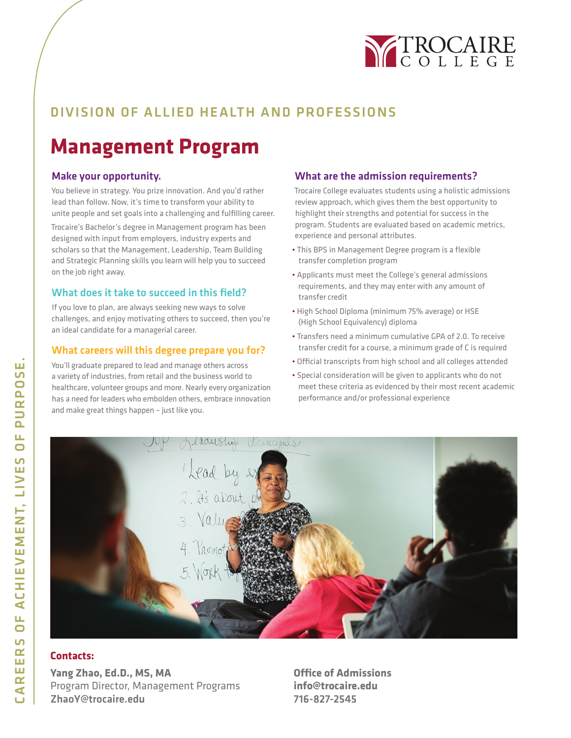TROCAIRE COLLEGE

## DIVISION OF ALLIED HEALTH AND PROFESSIONS

# Management Program

### Make your opportunity.

You believe in strategy. You prize innovation. And you'd rather lead than follow. Now, it's time to transform your ability to unite people and set goals into a challenging and fulfilling career.

Trocaire's Bachelor's degree in Management program has been designed with input from employers, industry experts and scholars so that the Management, Leadership, Team Building and Strategic Planning skills you learn will help you to succeed on the job right away.

### What does it take to succeed in this field?

If you love to plan, are always seeking new ways to solve challenges, and enjoy motivating others to succeed, then you're an ideal candidate for a managerial career.

### What careers will this degree prepare you for?

You'll graduate prepared to lead and manage others across a variety of industries, from retail and the business world to healthcare, volunteer groups and more. Nearly every organization has a need for leaders who embolden others, embrace innovation and make great things happen – just like you.

### What are the admission requirements?

Trocaire College evaluates students using a holistic admissions review approach, which gives them the best opportunity to highlight their strengths and potential for success in the program. Students are evaluated based on academic metrics, experience and personal attributes.

- This BPS in Management Degree program is a flexible transfer completion program
- Applicants must meet the College's general admissions requirements, and they may enter with any amount of transfer credit
- High School Diploma (minimum 75% average) or HSE (High School Equivalency) diploma
- Transfers need a minimum cumulative GPA of 2.0. To receive transfer credit for a course, a minimum grade of C is required
- Official transcripts from high school and all colleges attended
- Special consideration will be given to applicants who do not meet these criteria as evidenced by their most recent academic performance and/or professional experience

**Contacts:**

**Yang Zhao, Ed.D., MS, MA**
Program Director, Management Programs
**ZhaoY@trocaire.edu**

**Office of Admissions**
**info@trocaire.edu**
**716-827-2545**

CAREERS OF ACHIEVEMENT, LIVES OF PURPOSE.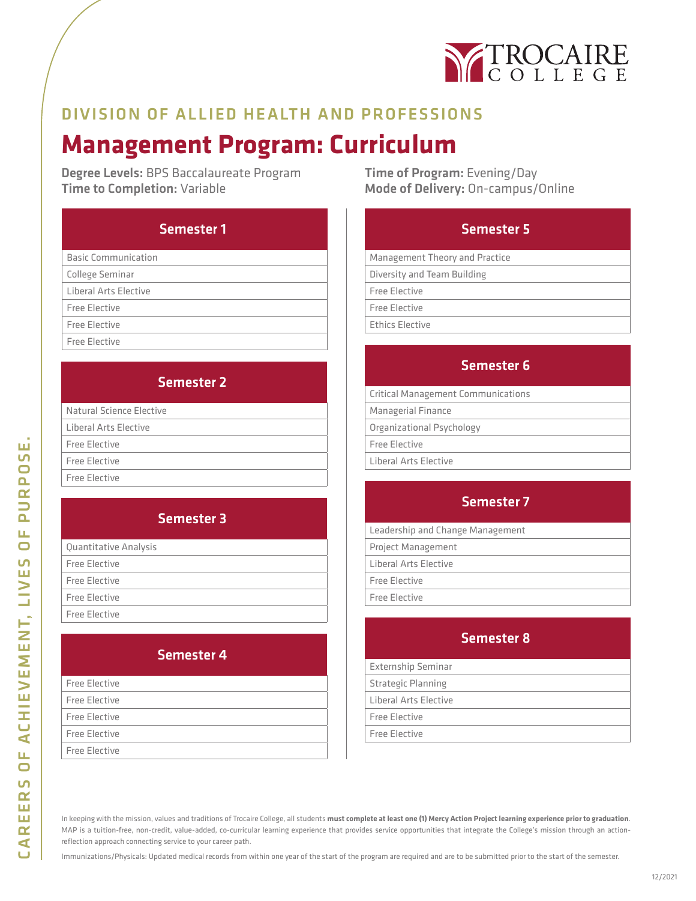## DIVISION OF ALLIED HEALTH AND PROFESSIONS

# Management Program: Curriculum

**Degree Levels:** BPS Baccalaureate Program
**Time to Completion:** Variable
**Time of Program:** Evening/Day
**Mode of Delivery:** On-campus/Online

| Semester 1 |
|---|
| Basic Communication |
| College Seminar |
| Liberal Arts Elective |
| Free Elective |
| Free Elective |
| Free Elective |

| Semester 2 |
|---|
| Natural Science Elective |
| Liberal Arts Elective |
| Free Elective |
| Free Elective |
| Free Elective |

| Semester 3 |
|---|
| Quantitative Analysis |
| Free Elective |
| Free Elective |
| Free Elective |
| Free Elective |

| Semester 4 |
|---|
| Free Elective |
| Free Elective |
| Free Elective |
| Free Elective |
| Free Elective |

| Semester 5 |
|---|
| Management Theory and Practice |
| Diversity and Team Building |
| Free Elective |
| Free Elective |
| Ethics Elective |

| Semester 6 |
|---|
| Critical Management Communications |
| Managerial Finance |
| Organizational Psychology |
| Free Elective |
| Liberal Arts Elective |

| Semester 7 |
|---|
| Leadership and Change Management |
| Project Management |
| Liberal Arts Elective |
| Free Elective |
| Free Elective |

| Semester 8 |
|---|
| Externship Seminar |
| Strategic Planning |
| Liberal Arts Elective |
| Free Elective |
| Free Elective |

In keeping with the mission, values and traditions of Trocaire College, all students **must complete at least one (1) Mercy Action Project learning experience prior to graduation**. MAP is a tuition-free, non-credit, value-added, co-curricular learning experience that provides service opportunities that integrate the College's mission through an action-reflection approach connecting service to your career path.

Immunizations/Physicals: Updated medical records from within one year of the start of the program are required and are to be submitted prior to the start of the semester.

12/2021